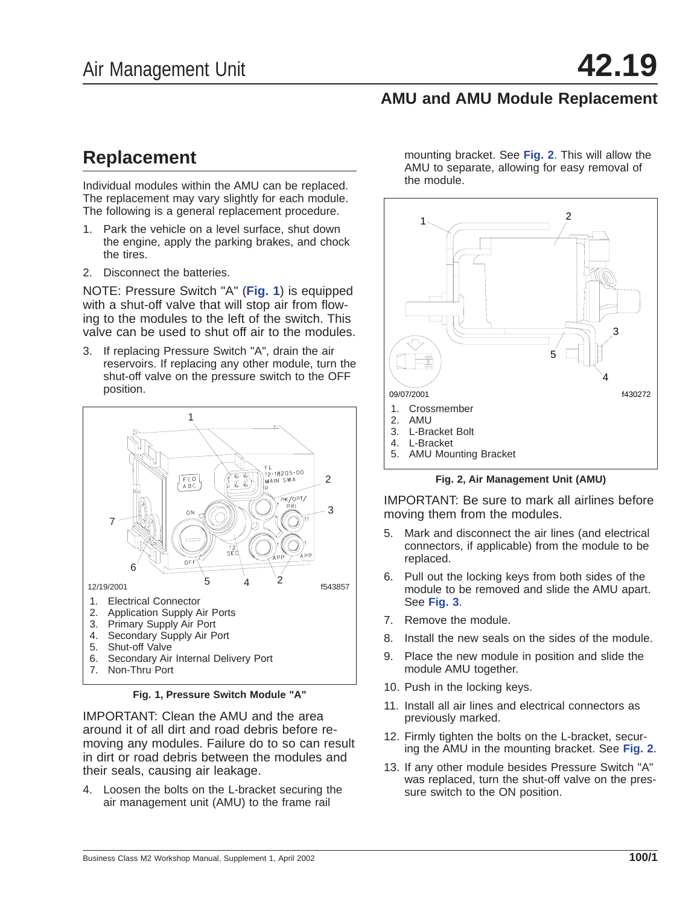# Air Management Unit 42.19

## AMU and AMU Module Replacement

## Replacement

Individual modules within the AMU can be replaced. The replacement may vary slightly for each module. The following is a general replacement procedure.

1. Park the vehicle on a level surface, shut down the engine, apply the parking brakes, and chock the tires.
2. Disconnect the batteries.

NOTE: Pressure Switch "A" (**Fig. 1**) is equipped with a shut-off valve that will stop air from flowing to the modules to the left of the switch. This valve can be used to shut off air to the modules.

3. If replacing Pressure Switch "A", drain the air reservoirs. If replacing any other module, turn the shut-off valve on the pressure switch to the OFF position.

12/19/2001 f543857

1. Electrical Connector
2. Application Supply Air Ports
3. Primary Supply Air Port
4. Secondary Supply Air Port
5. Shut-off Valve
6. Secondary Air Internal Delivery Port
7. Non-Thru Port

**Fig. 1, Pressure Switch Module "A"**

IMPORTANT: Clean the AMU and the area around it of all dirt and road debris before removing any modules. Failure do to so can result in dirt or road debris between the modules and their seals, causing air leakage.

4. Loosen the bolts on the L-bracket securing the air management unit (AMU) to the frame rail mounting bracket. See **Fig. 2**. This will allow the AMU to separate, allowing for easy removal of the module.

09/07/2001 f430272

1. Crossmember
2. AMU
3. L-Bracket Bolt
4. L-Bracket
5. AMU Mounting Bracket

**Fig. 2, Air Management Unit (AMU)**

IMPORTANT: Be sure to mark all airlines before moving them from the modules.

5. Mark and disconnect the air lines (and electrical connectors, if applicable) from the module to be replaced.
6. Pull out the locking keys from both sides of the module to be removed and slide the AMU apart. See **Fig. 3**.
7. Remove the module.
8. Install the new seals on the sides of the module.
9. Place the new module in position and slide the module AMU together.
10. Push in the locking keys.
11. Install all air lines and electrical connectors as previously marked.
12. Firmly tighten the bolts on the L-bracket, securing the AMU in the mounting bracket. See **Fig. 2**.
13. If any other module besides Pressure Switch "A" was replaced, turn the shut-off valve on the pressure switch to the ON position.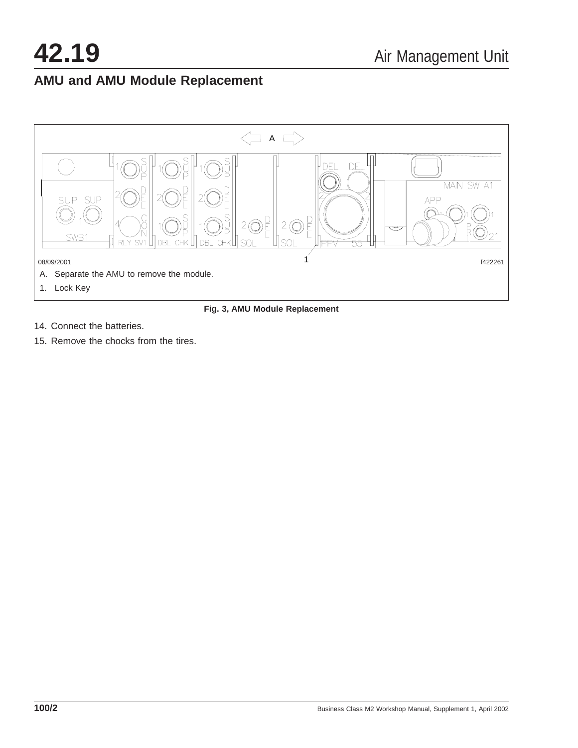## AMU and AMU Module Replacement

A. Separate the AMU to remove the module.

1. Lock Key

**Fig. 3, AMU Module Replacement**

14. Connect the batteries.
15. Remove the chocks from the tires.